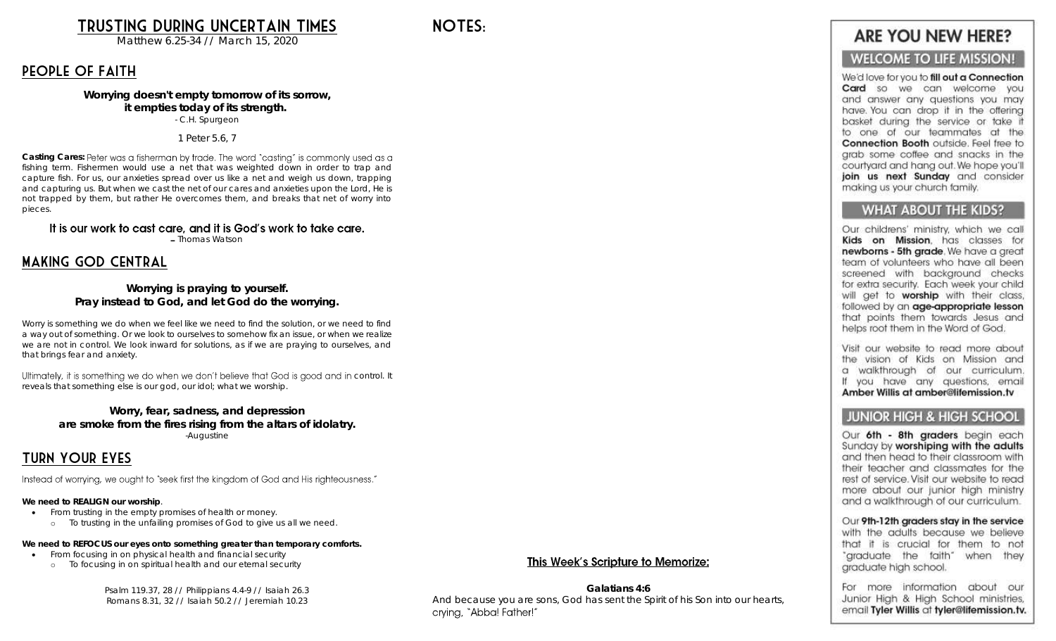# TRUSTING DURING UNCERTAIN TIMES

Matthew 6.25-34 // March 15, 2020

## PEOPLE OF FAITH

**Worrying doesn't empty tomorrow of its sorrow,**
**it empties today of its strength.**
- C.H. Spurgeon

1 Peter 5.6, 7

**Casting Cares:** Peter was a fisherman by trade. The word "casting" is commonly used as a fishing term. Fishermen would use a net that was weighted down in order to trap and capture fish. For us, our anxieties spread over us like a net and weigh us down, trapping and capturing us. But when we cast the net of our cares and anxieties upon the Lord, He is not trapped by them, but rather He overcomes them, and breaks that net of worry into pieces.

It is our work to cast care, and it is God's work to take care.
– Thomas Watson

## MAKING GOD CENTRAL

**Worrying is praying to yourself.**
**Pray instead to God, and let God do the worrying.**

Worry is something we do when we feel like we need to find the solution, or we need to find a way out of something. Or we look to ourselves to somehow fix an issue, or when we realize we are not in control. We look inward for solutions, as if we are praying to ourselves, and that brings fear and anxiety.

Ultimately, it is something we do when we don't believe that God is good and in control. It reveals that something else is our god, our idol; what we worship.

**Worry, fear, sadness, and depression**
**are smoke from the fires rising from the altars of idolatry.**
-Augustine

## TURN YOUR EYES

Instead of worrying, we ought to "seek first the kingdom of God and His righteousness."

**We need to REALIGN our worship**.

- From trusting in the empty promises of health or money.
  - To trusting in the unfailing promises of God to give us all we need.

**We need to REFOCUS our eyes onto something greater than temporary comforts.**

- From focusing in on physical health and financial security
  - To focusing in on spiritual health and our eternal security

Psalm 119.37, 28 // Philippians 4.4-9 // Isaiah 26.3
Romans 8.31, 32 // Isaiah 50.2 // Jeremiah 10.23

## NOTES:

**This Week's Scripture to Memorize:**

**Galatians 4:6**
And because you are sons, God has sent the Spirit of his Son into our hearts, crying, "Abba! Father!"

## ARE YOU NEW HERE?

### WELCOME TO LIFE MISSION!

We'd love for you to **fill out a Connection Card** so we can welcome you and answer any questions you may have. You can drop it in the offering basket during the service or take it to one of our teammates at the **Connection Booth** outside. Feel free to grab some coffee and snacks in the courtyard and hang out. We hope you'll **join us next Sunday** and consider making us your church family.

### WHAT ABOUT THE KIDS?

Our childrens' ministry, which we call **Kids on Mission**, has classes for **newborns - 5th grade**. We have a great team of volunteers who have all been screened with background checks for extra security. Each week your child will get to **worship** with their class, followed by an **age-appropriate lesson** that points them towards Jesus and helps root them in the Word of God.

Visit our website to read more about the vision of Kids on Mission and a walkthrough of our curriculum. If you have any questions, email **Amber Willis at amber@lifemission.tv**

### JUNIOR HIGH & HIGH SCHOOL

Our **6th - 8th graders** begin each Sunday by **worshiping with the adults** and then head to their classroom with their teacher and classmates for the rest of service. Visit our website to read more about our junior high ministry and a walkthrough of our curriculum.

Our **9th-12th graders stay in the service** with the adults because we believe that it is crucial for them to not "graduate the faith" when they graduate high school.

For more information about our Junior High & High School ministries, email **Tyler Willis** at **tyler@lifemission.tv.**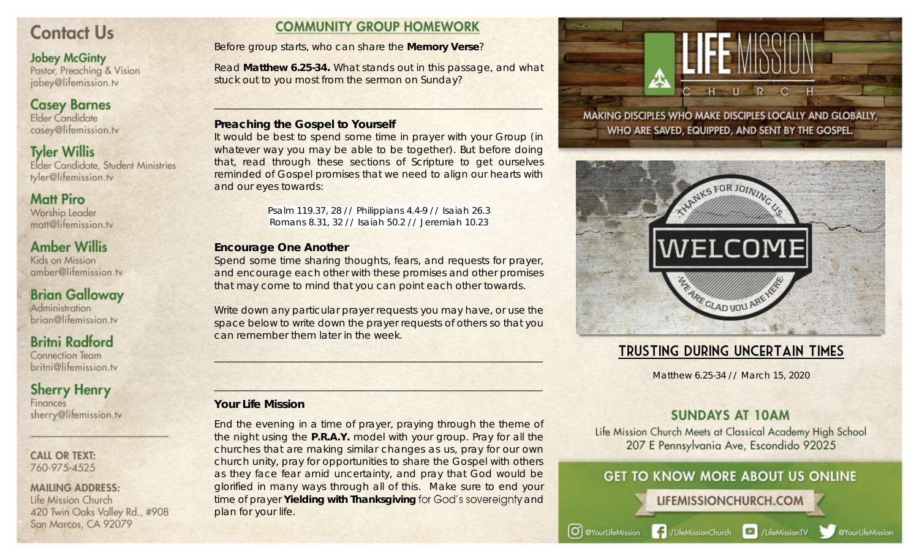# Contact Us

**Jobey McGinty**
Pastor, Preaching & Vision
jobey@lifemission.tv

**Casey Barnes**
Elder Candidate
casey@lifemission.tv

**Tyler Willis**
Elder Candidate, Student Ministries
tyler@lifemission.tv

**Matt Piro**
Worship Leader
matt@lifemission.tv

**Amber Willis**
Kids on Mission
amber@lifemission.tv

**Brian Galloway**
Administration
brian@lifemission.tv

**Britni Radford**
Connection Team
britni@lifemission.tv

**Sherry Henry**
Finances
sherry@lifemission.tv

---

**CALL OR TEXT:**
760-975-4525

**MAILING ADDRESS:**
Life Mission Church
420 Twin Oaks Valley Rd., #908
San Marcos, CA 92079

## COMMUNITY GROUP HOMEWORK

Before group starts, who can share the **Memory Verse**?

Read **Matthew 6.25-34.** What stands out in this passage, and what stuck out to you most from the sermon on Sunday?

---

### Preaching the Gospel to Yourself

It would be best to spend some time in prayer with your Group (in whatever way you may be able to be together). But before doing that, read through these sections of Scripture to get ourselves reminded of Gospel promises that we need to align our hearts with and our eyes towards:

Psalm 119.37, 28 // Philippians 4.4-9 // Isaiah 26.3
Romans 8.31, 32 // Isaiah 50.2 // Jeremiah 10.23

### Encourage One Another

Spend some time sharing thoughts, fears, and requests for prayer, and encourage each other with these promises and other promises that may come to mind that you can point each other towards.

Write down any particular prayer requests you may have, or use the space below to write down the prayer requests of others so that you can remember them later in the week.

---

---

### Your Life Mission

End the evening in a time of prayer, praying through the theme of the night using the **P.R.A.Y.** model with your group. Pray for all the churches that are making similar changes as us, pray for our own church unity, pray for opportunities to share the Gospel with others as they face fear amid uncertainty, and pray that God would be glorified in many ways through all of this. Make sure to end your time of prayer **Yielding with Thanksgiving** for God's sovereignty and plan for your life.

# LIFE MISSION CHURCH

MAKING DISCIPLES WHO MAKE DISCIPLES LOCALLY AND GLOBALLY, WHO ARE SAVED, EQUIPPED, AND SENT BY THE GOSPEL.

THANKS FOR JOINING US
WELCOME
WE ARE GLAD YOU ARE HERE

## TRUSTING DURING UNCERTAIN TIMES

Matthew 6.25-34 // March 15, 2020

## SUNDAYS AT 10AM

Life Mission Church Meets at Classical Academy High School
207 E Pennsylvania Ave, Escondido 92025

## GET TO KNOW MORE ABOUT US ONLINE

LIFEMISSIONCHURCH.COM

@YourLifeMission /LifeMissionChurch /LifeMissionTV @YourLifeMission